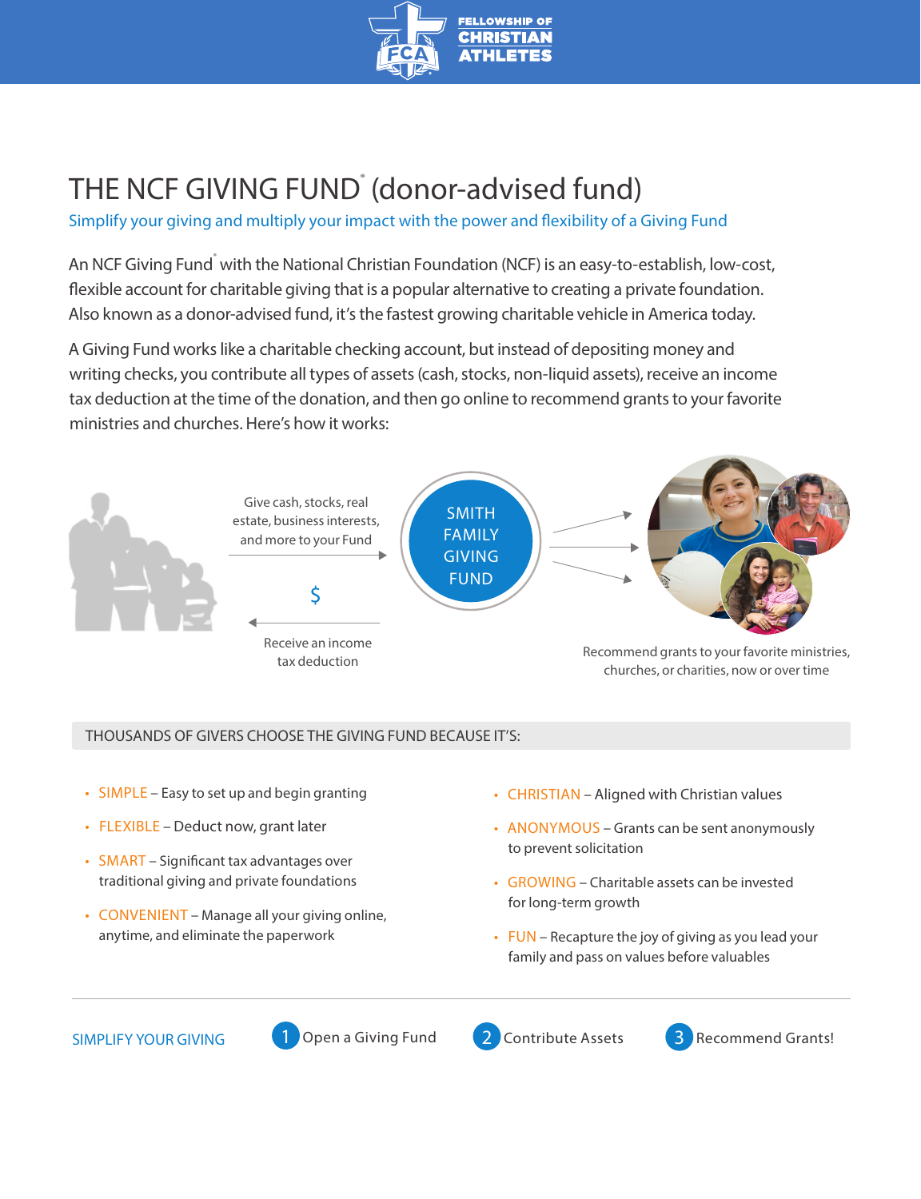# THE NCF GIVING FUND® (donor-advised fund)

Simplify your giving and multiply your impact with the power and flexibility of a Giving Fund

An NCF Giving Fund® with the National Christian Foundation (NCF) is an easy-to-establish, low-cost, flexible account for charitable giving that is a popular alternative to creating a private foundation. Also known as a donor-advised fund, it's the fastest growing charitable vehicle in America today.

A Giving Fund works like a charitable checking account, but instead of depositing money and writing checks, you contribute all types of assets (cash, stocks, non-liquid assets), receive an income tax deduction at the time of the donation, and then go online to recommend grants to your favorite ministries and churches. Here's how it works:

Give cash, stocks, real estate, business interests, and more to your Fund

$

Receive an income tax deduction

SMITH FAMILY GIVING FUND

Recommend grants to your favorite ministries, churches, or charities, now or over time

## THOUSANDS OF GIVERS CHOOSE THE GIVING FUND BECAUSE IT'S:

- SIMPLE – Easy to set up and begin granting
- FLEXIBLE – Deduct now, grant later
- SMART – Significant tax advantages over traditional giving and private foundations
- CONVENIENT – Manage all your giving online, anytime, and eliminate the paperwork
- CHRISTIAN – Aligned with Christian values
- ANONYMOUS – Grants can be sent anonymously to prevent solicitation
- GROWING – Charitable assets can be invested for long-term growth
- FUN – Recapture the joy of giving as you lead your family and pass on values before valuables

SIMPLIFY YOUR GIVING

1. Open a Giving Fund
2. Contribute Assets
3. Recommend Grants!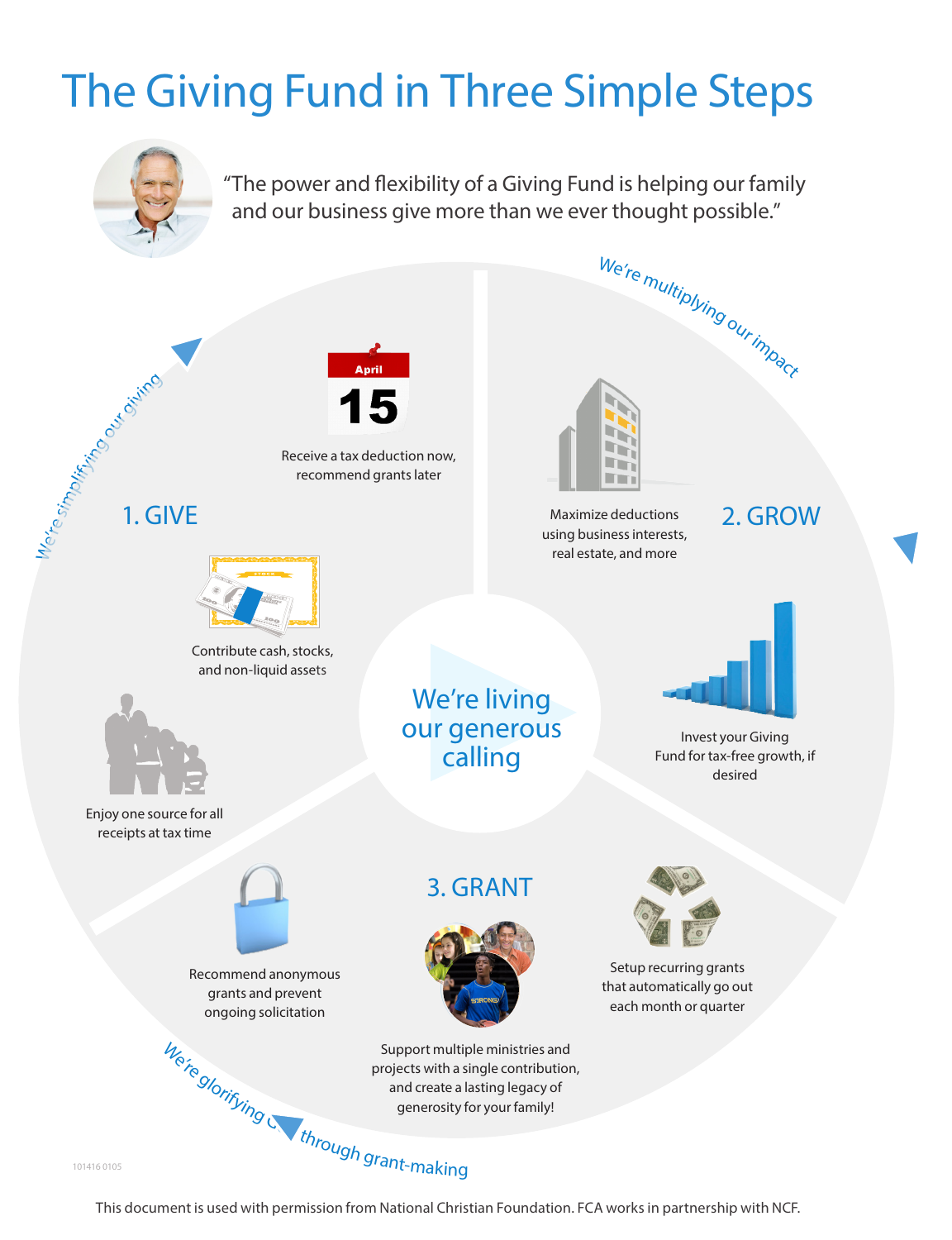# The Giving Fund in Three Simple Steps

"The power and flexibility of a Giving Fund is helping our family and our business give more than we ever thought possible."

We're simplifying our giving

We're multiplying our impact

We're glorifying G through grant-making

We're living our generous calling

## 1. GIVE

April 15

Receive a tax deduction now, recommend grants later

Contribute cash, stocks, and non-liquid assets

Enjoy one source for all receipts at tax time

## 2. GROW

Maximize deductions using business interests, real estate, and more

Invest your Giving Fund for tax-free growth, if desired

## 3. GRANT

Recommend anonymous grants and prevent ongoing solicitation

Support multiple ministries and projects with a single contribution, and create a lasting legacy of generosity for your family!

Setup recurring grants that automatically go out each month or quarter

101416 0105

This document is used with permission from National Christian Foundation. FCA works in partnership with NCF.